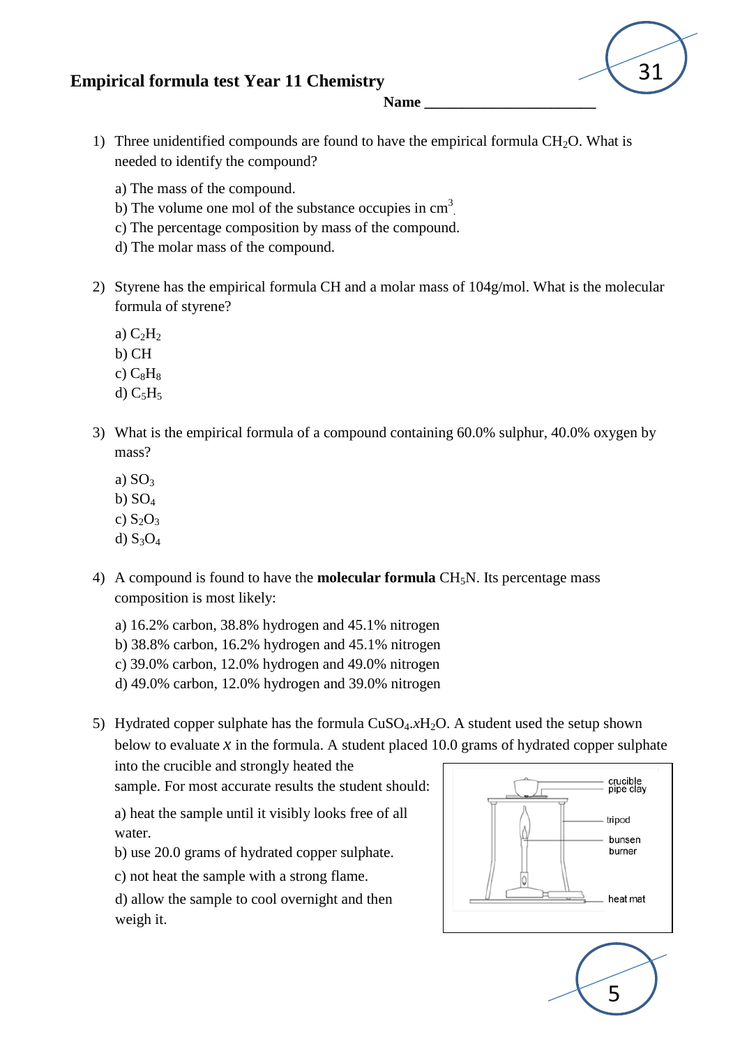# Empirical formula test Year 11 Chemistry

**Name** _______________________

1) Three unidentified compounds are found to have the empirical formula $CH_2O$. What is needed to identify the compound?

   a) The mass of the compound.
   b) The volume one mol of the substance occupies in $cm^3$.
   c) The percentage composition by mass of the compound.
   d) The molar mass of the compound.

2) Styrene has the empirical formula CH and a molar mass of 104g/mol. What is the molecular formula of styrene?

   a) $C_2H_2$
   b) CH
   c) $C_8H_8$
   d) $C_5H_5$

3) What is the empirical formula of a compound containing 60.0% sulphur, 40.0% oxygen by mass?

   a) $SO_3$
   b) $SO_4$
   c) $S_2O_3$
   d) $S_3O_4$

4) A compound is found to have the **molecular formula** $CH_5N$. Its percentage mass composition is most likely:

   a) 16.2% carbon, 38.8% hydrogen and 45.1% nitrogen
   b) 38.8% carbon, 16.2% hydrogen and 45.1% nitrogen
   c) 39.0% carbon, 12.0% hydrogen and 49.0% nitrogen
   d) 49.0% carbon, 12.0% hydrogen and 39.0% nitrogen

5) Hydrated copper sulphate has the formula $CuSO_4.xH_2O$. A student used the setup shown below to evaluate $x$ in the formula. A student placed 10.0 grams of hydrated copper sulphate into the crucible and strongly heated the sample. For most accurate results the student should:

   a) heat the sample until it visibly looks free of all water.
   b) use 20.0 grams of hydrated copper sulphate.
   c) not heat the sample with a strong flame.
   d) allow the sample to cool overnight and then weigh it.

crucible, pipe clay, tripod, bunsen burner, heat mat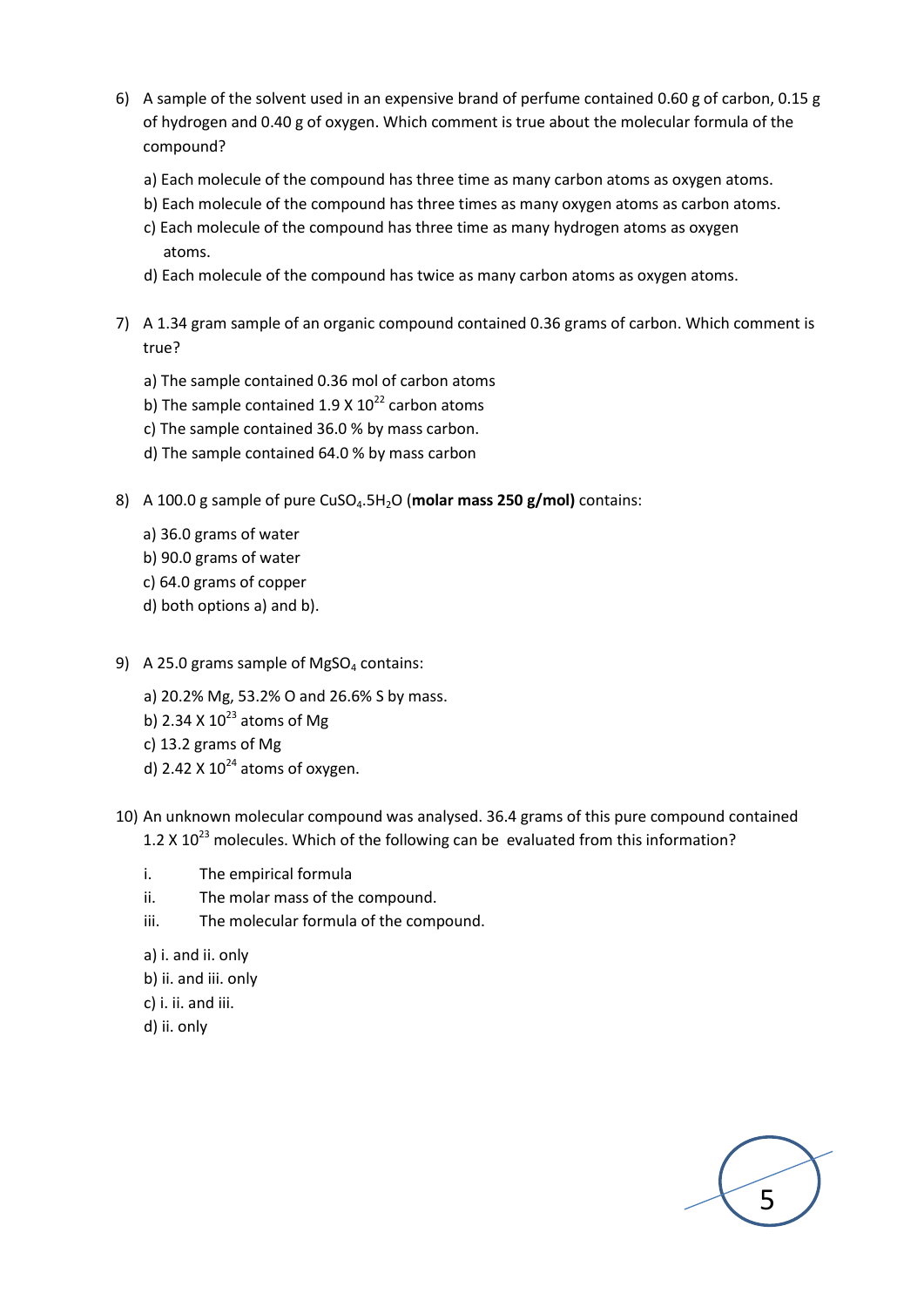6) A sample of the solvent used in an expensive brand of perfume contained 0.60 g of carbon, 0.15 g of hydrogen and 0.40 g of oxygen. Which comment is true about the molecular formula of the compound?

   a) Each molecule of the compound has three time as many carbon atoms as oxygen atoms.
   b) Each molecule of the compound has three times as many oxygen atoms as carbon atoms.
   c) Each molecule of the compound has three time as many hydrogen atoms as oxygen atoms.
   d) Each molecule of the compound has twice as many carbon atoms as oxygen atoms.

7) A 1.34 gram sample of an organic compound contained 0.36 grams of carbon. Which comment is true?

   a) The sample contained 0.36 mol of carbon atoms
   b) The sample contained $1.9 \times 10^{22}$ carbon atoms
   c) The sample contained 36.0 % by mass carbon.
   d) The sample contained 64.0 % by mass carbon

8) A 100.0 g sample of pure $CuSO_4.5H_2O$ (**molar mass 250 g/mol)** contains:

   a) 36.0 grams of water
   b) 90.0 grams of water
   c) 64.0 grams of copper
   d) both options a) and b).

9) A 25.0 grams sample of $MgSO_4$ contains:

   a) 20.2% Mg, 53.2% O and 26.6% S by mass.
   b) $2.34 \times 10^{23}$ atoms of Mg
   c) 13.2 grams of Mg
   d) $2.42 \times 10^{24}$ atoms of oxygen.

10) An unknown molecular compound was analysed. 36.4 grams of this pure compound contained $1.2 \times 10^{23}$ molecules. Which of the following can be evaluated from this information?

    i. The empirical formula
    ii. The molar mass of the compound.
    iii. The molecular formula of the compound.

    a) i. and ii. only
    b) ii. and iii. only
    c) i. ii. and iii.
    d) ii. only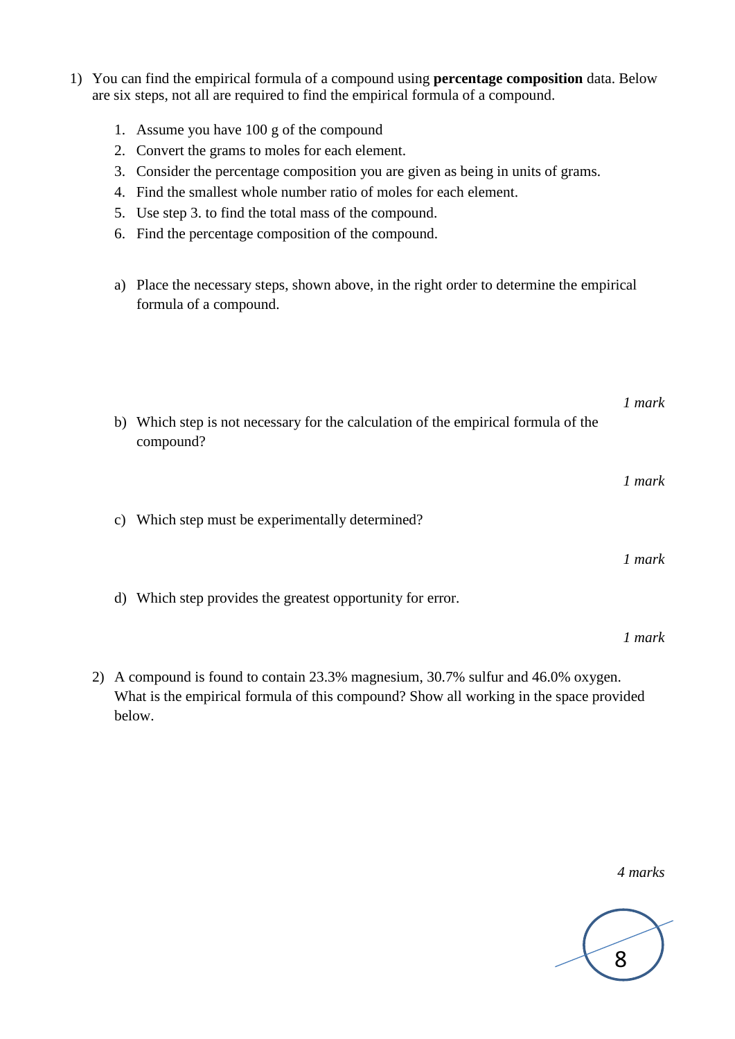1) You can find the empirical formula of a compound using **percentage composition** data. Below are six steps, not all are required to find the empirical formula of a compound.

   1. Assume you have 100 g of the compound
   2. Convert the grams to moles for each element.
   3. Consider the percentage composition you are given as being in units of grams.
   4. Find the smallest whole number ratio of moles for each element.
   5. Use step 3. to find the total mass of the compound.
   6. Find the percentage composition of the compound.

   a) Place the necessary steps, shown above, in the right order to determine the empirical formula of a compound.

   *1 mark*

   b) Which step is not necessary for the calculation of the empirical formula of the compound?

   *1 mark*

   c) Which step must be experimentally determined?

   *1 mark*

   d) Which step provides the greatest opportunity for error.

   *1 mark*

2) A compound is found to contain 23.3% magnesium, 30.7% sulfur and 46.0% oxygen. What is the empirical formula of this compound? Show all working in the space provided below.

   *4 marks*

8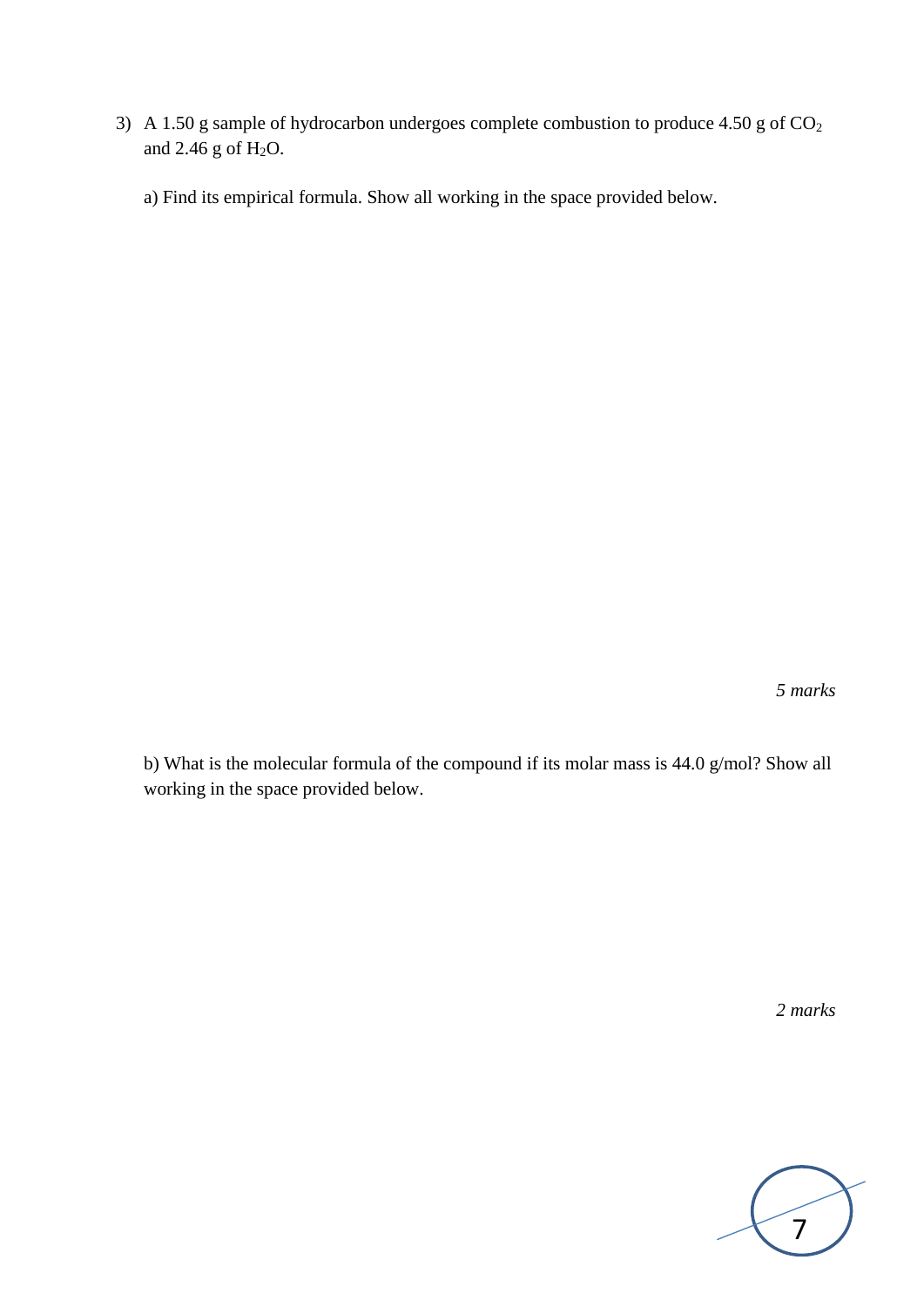3) A 1.50 g sample of hydrocarbon undergoes complete combustion to produce 4.50 g of $CO_2$ and 2.46 g of $H_2O$.

a) Find its empirical formula. Show all working in the space provided below.

*5 marks*

b) What is the molecular formula of the compound if its molar mass is 44.0 g/mol? Show all working in the space provided below.

*2 marks*

7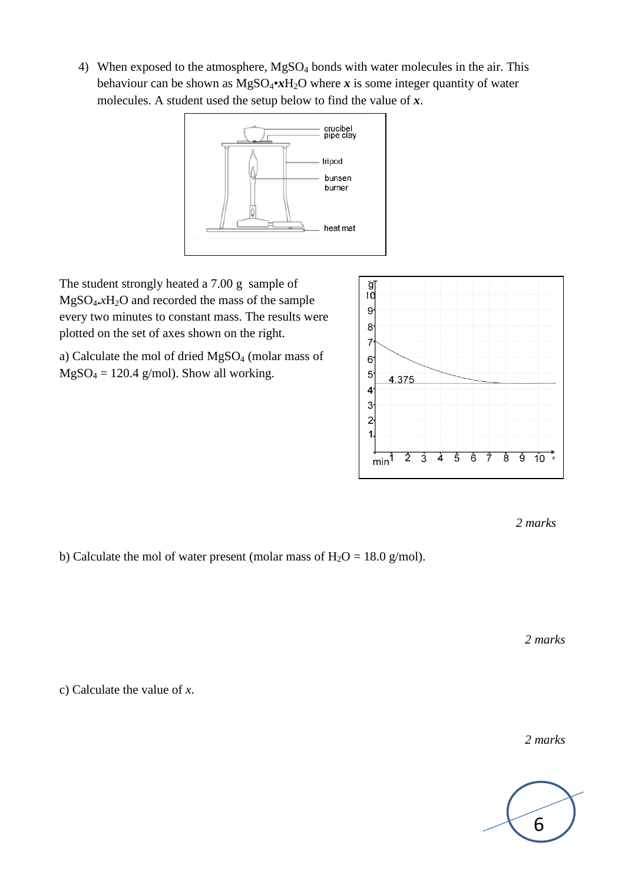4) When exposed to the atmosphere, $MgSO_4$ bonds with water molecules in the air. This behaviour can be shown as $MgSO_4$•$x$$H_2O$ where $\boldsymbol{x}$ is some integer quantity of water molecules. A student used the setup below to find the value of $\boldsymbol{x}$.

crucibel
pipe clay
tripod
bunsen burner
heat mat

The student strongly heated a 7.00 g sample of $MgSO_4.xH_2O$ and recorded the mass of the sample every two minutes to constant mass. The results were plotted on the set of axes shown on the right.

a) Calculate the mol of dried $MgSO_4$ (molar mass of $MgSO_4$ = 120.4 g/mol). Show all working.

4.375

*2 marks*

b) Calculate the mol of water present (molar mass of $H_2O$ = 18.0 g/mol).

*2 marks*

c) Calculate the value of $x$.

*2 marks*

6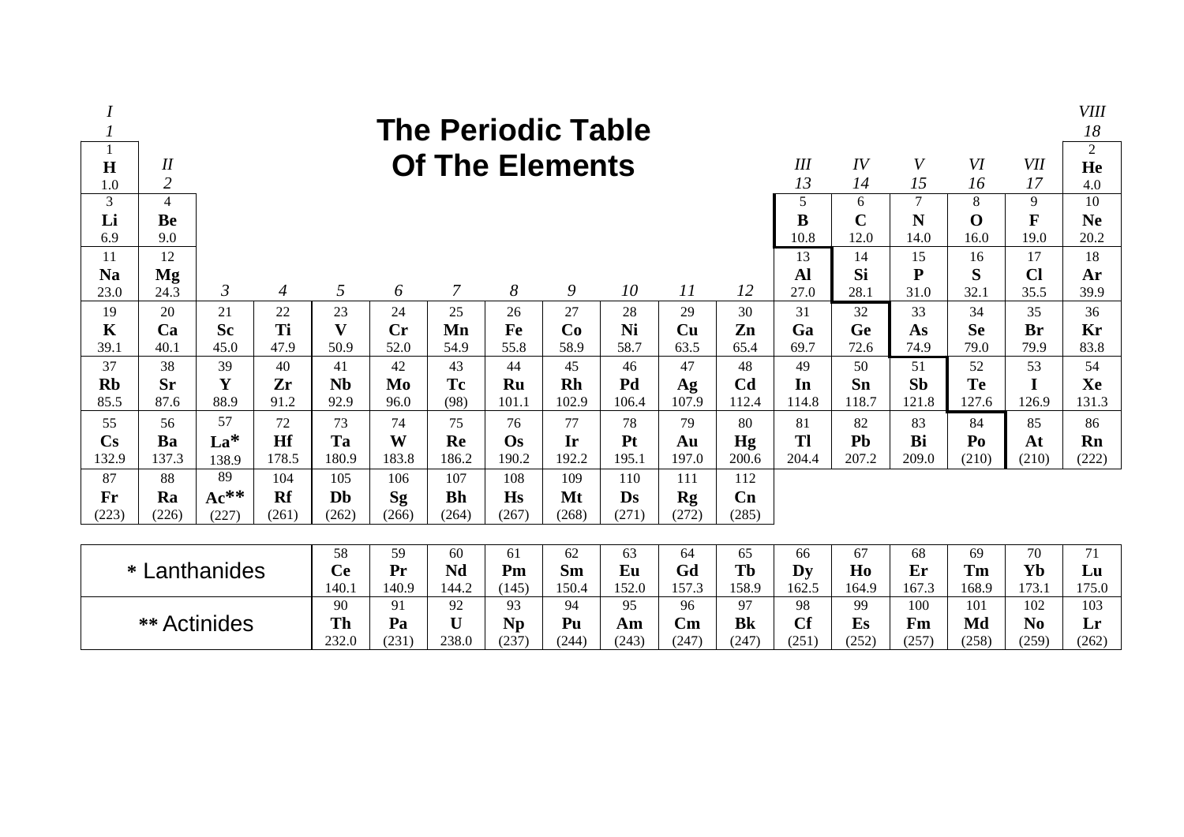# The Periodic Table Of The Elements

| *I* *1* | *II* *2* | *3* | *4* | *5* | *6* | *7* | *8* | *9* | *10* | *11* | *12* | *III* *13* | *IV* *14* | *V* *15* | *VI* *16* | *VII* *17* | *VIII* *18* |
|---|---|---|---|---|---|---|---|---|---|---|---|---|---|---|---|---|---|
| 1 **H** 1.0 | | | | | | | | | | | | | | | | | 2 **He** 4.0 |
| 3 **Li** 6.9 | 4 **Be** 9.0 | | | | | | | | | | | 5 **B** 10.8 | 6 **C** 12.0 | 7 **N** 14.0 | 8 **O** 16.0 | 9 **F** 19.0 | 10 **Ne** 20.2 |
| 11 **Na** 23.0 | 12 **Mg** 24.3 | | | | | | | | | | | 13 **Al** 27.0 | 14 **Si** 28.1 | 15 **P** 31.0 | 16 **S** 32.1 | 17 **Cl** 35.5 | 18 **Ar** 39.9 |
| 19 **K** 39.1 | 20 **Ca** 40.1 | 21 **Sc** 45.0 | 22 **Ti** 47.9 | 23 **V** 50.9 | 24 **Cr** 52.0 | 25 **Mn** 54.9 | 26 **Fe** 55.8 | 27 **Co** 58.9 | 28 **Ni** 58.7 | 29 **Cu** 63.5 | 30 **Zn** 65.4 | 31 **Ga** 69.7 | 32 **Ge** 72.6 | 33 **As** 74.9 | 34 **Se** 79.0 | 35 **Br** 79.9 | 36 **Kr** 83.8 |
| 37 **Rb** 85.5 | 38 **Sr** 87.6 | 39 **Y** 88.9 | 40 **Zr** 91.2 | 41 **Nb** 92.9 | 42 **Mo** 96.0 | 43 **Tc** (98) | 44 **Ru** 101.1 | 45 **Rh** 102.9 | 46 **Pd** 106.4 | 47 **Ag** 107.9 | 48 **Cd** 112.4 | 49 **In** 114.8 | 50 **Sn** 118.7 | 51 **Sb** 121.8 | 52 **Te** 127.6 | 53 **I** 126.9 | 54 **Xe** 131.3 |
| 55 **Cs** 132.9 | 56 **Ba** 137.3 | 57 **La*** 138.9 | 72 **Hf** 178.5 | 73 **Ta** 180.9 | 74 **W** 183.8 | 75 **Re** 186.2 | 76 **Os** 190.2 | 77 **Ir** 192.2 | 78 **Pt** 195.1 | 79 **Au** 197.0 | 80 **Hg** 200.6 | 81 **Tl** 204.4 | 82 **Pb** 207.2 | 83 **Bi** 209.0 | 84 **Po** (210) | 85 **At** (210) | 86 **Rn** (222) |
| 87 **Fr** (223) | 88 **Ra** (226) | 89 **Ac**** (227) | 104 **Rf** (261) | 105 **Db** (262) | 106 **Sg** (266) | 107 **Bh** (264) | 108 **Hs** (267) | 109 **Mt** (268) | 110 **Ds** (271) | 111 **Rg** (272) | 112 **Cn** (285) | | | | | | |

| | | | | | | | | | | | | | | |
|---|---|---|---|---|---|---|---|---|---|---|---|---|---|---|
| * Lanthanides | 58 **Ce** 140.1 | 59 **Pr** 140.9 | 60 **Nd** 144.2 | 61 **Pm** (145) | 62 **Sm** 150.4 | 63 **Eu** 152.0 | 64 **Gd** 157.3 | 65 **Tb** 158.9 | 66 **Dy** 162.5 | 67 **Ho** 164.9 | 68 **Er** 167.3 | 69 **Tm** 168.9 | 70 **Yb** 173.1 | 71 **Lu** 175.0 |
| ** Actinides | 90 **Th** 232.0 | 91 **Pa** (231) | 92 **U** 238.0 | 93 **Np** (237) | 94 **Pu** (244) | 95 **Am** (243) | 96 **Cm** (247) | 97 **Bk** (247) | 98 **Cf** (251) | 99 **Es** (252) | 100 **Fm** (257) | 101 **Md** (258) | 102 **No** (259) | 103 **Lr** (262) |